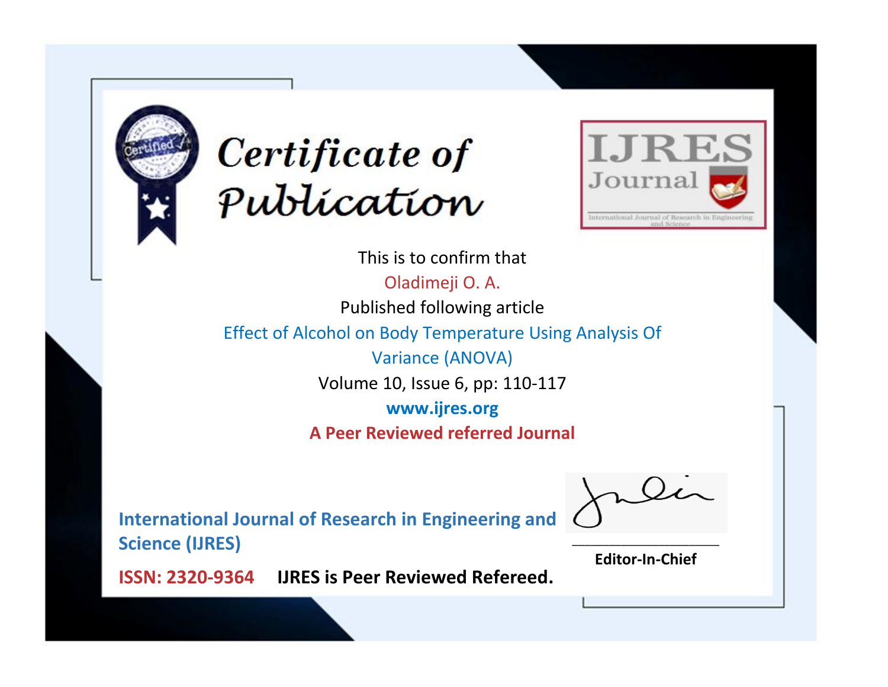# Certificate of Publication

IJRES Journal

International Journal of Research in Engineering and Science

This is to confirm that

Oladimeji O. A.

Published following article

Effect of Alcohol on Body Temperature Using Analysis Of Variance (ANOVA)

Volume 10, Issue 6, pp: 110-117

**www.ijres.org**

**A Peer Reviewed referred Journal**

**International Journal of Research in Engineering and Science (IJRES)**

**ISSN: 2320-9364** **IJRES is Peer Reviewed Refereed.**

**Editor-In-Chief**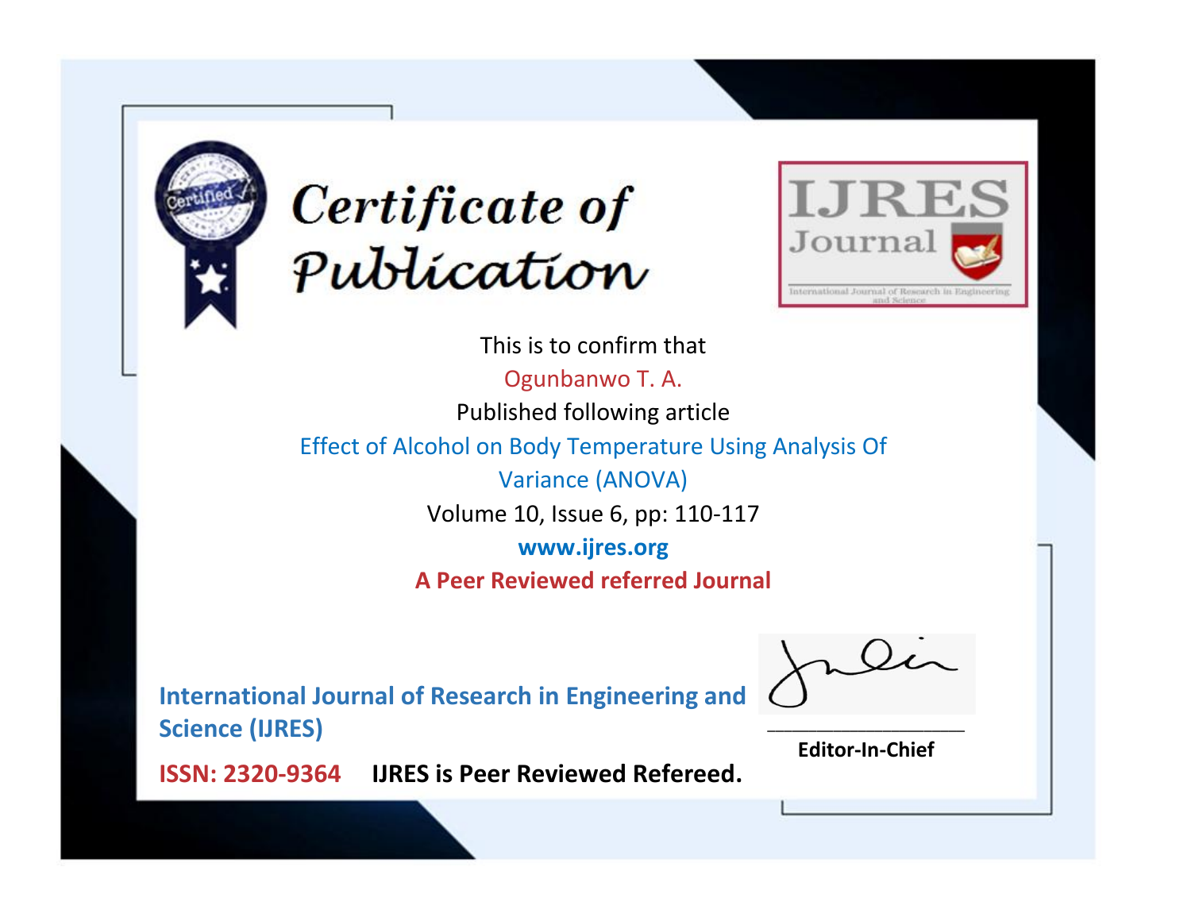# Certificate of Publication

IJRES Journal

International Journal of Research in Engineering and Science

This is to confirm that

Ogunbanwo T. A.

Published following article

Effect of Alcohol on Body Temperature Using Analysis Of Variance (ANOVA)

Volume 10, Issue 6, pp: 110-117

www.ijres.org

**A Peer Reviewed referred Journal**

**International Journal of Research in Engineering and Science (IJRES)**

**ISSN: 2320-9364** **IJRES is Peer Reviewed Refereed.**

**Editor-In-Chief**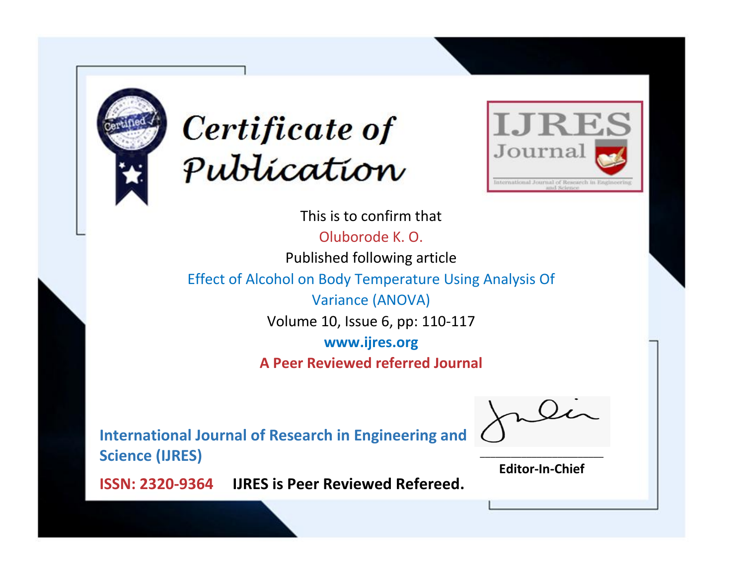# Certificate of Publication

IJRES Journal

International Journal of Research in Engineering and Science

This is to confirm that

Oluborode K. O.

Published following article

Effect of Alcohol on Body Temperature Using Analysis Of Variance (ANOVA)

Volume 10, Issue 6, pp: 110-117

www.ijres.org

**A Peer Reviewed referred Journal**

**International Journal of Research in Engineering and Science (IJRES)**

**ISSN: 2320-9364** **IJRES is Peer Reviewed Refereed.**

**Editor-In-Chief**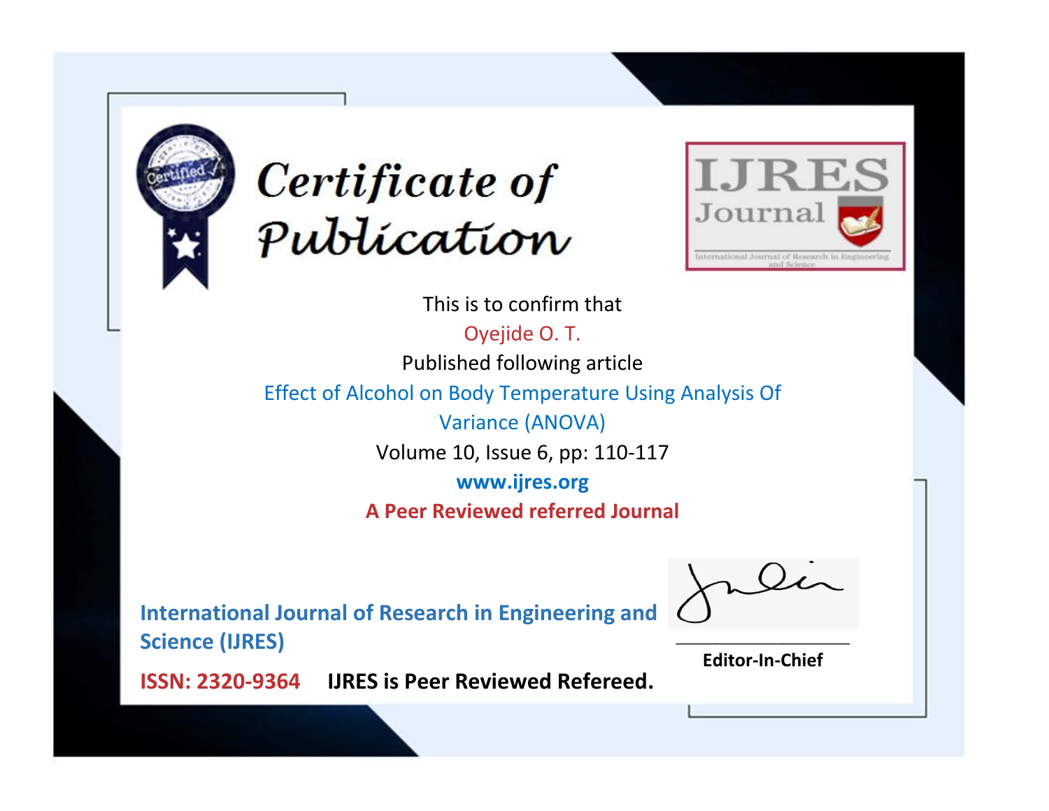# Certificate of Publication

IJRES Journal

International Journal of Research in Engineering and Science

This is to confirm that

Oyejide O. T.

Published following article

Effect of Alcohol on Body Temperature Using Analysis Of Variance (ANOVA)

Volume 10, Issue 6, pp: 110-117

**www.ijres.org**

**A Peer Reviewed referred Journal**

**International Journal of Research in Engineering and Science (IJRES)**

**ISSN: 2320-9364** **IJRES is Peer Reviewed Refereed.**

**Editor-In-Chief**